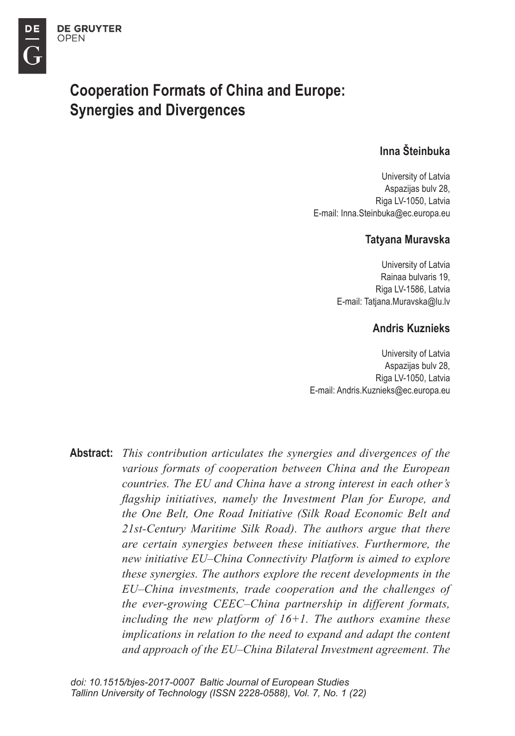# Cooperation Formats of China and Europe: Synergies and Divergences

**Inna Šteinbuka**

University of Latvia
Aspazijas bulv 28,
Riga LV-1050, Latvia
E-mail: Inna.Steinbuka@ec.europa.eu

**Tatyana Muravska**

University of Latvia
Rainaa bulvaris 19,
Riga LV-1586, Latvia
E-mail: Tatjana.Muravska@lu.lv

**Andris Kuznieks**

University of Latvia
Aspazijas bulv 28,
Riga LV-1050, Latvia
E-mail: Andris.Kuznieks@ec.europa.eu

**Abstract:** *This contribution articulates the synergies and divergences of the various formats of cooperation between China and the European countries. The EU and China have a strong interest in each other's flagship initiatives, namely the Investment Plan for Europe, and the One Belt, One Road Initiative (Silk Road Economic Belt and 21st-Century Maritime Silk Road). The authors argue that there are certain synergies between these initiatives. Furthermore, the new initiative EU–China Connectivity Platform is aimed to explore these synergies. The authors explore the recent developments in the EU–China investments, trade cooperation and the challenges of the ever-growing CEEC–China partnership in different formats, including the new platform of 16+1. The authors examine these implications in relation to the need to expand and adapt the content and approach of the EU–China Bilateral Investment agreement. The*

*doi: 10.1515/bjes-2017-0007 Baltic Journal of European Studies Tallinn University of Technology (ISSN 2228-0588), Vol. 7, No. 1 (22)*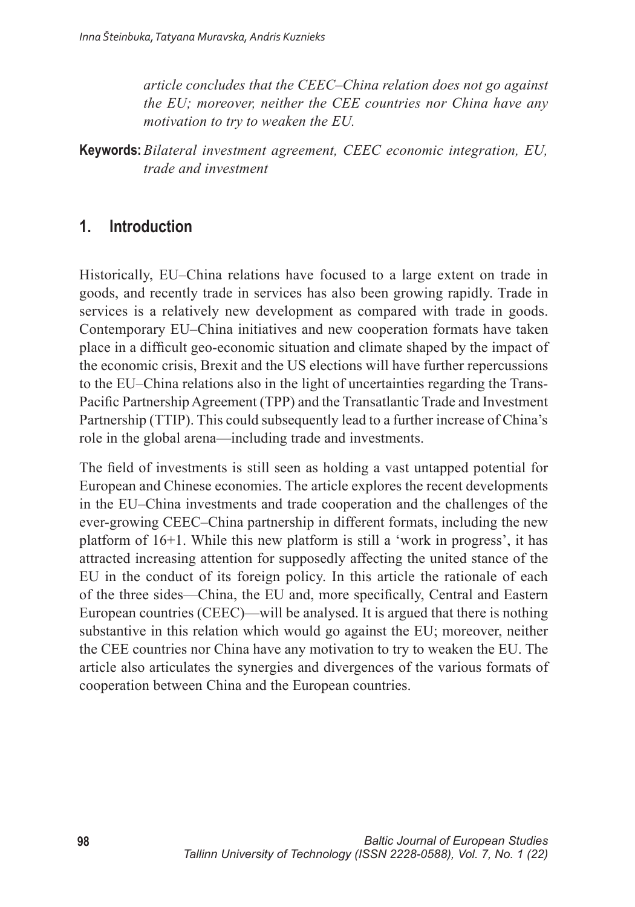*article concludes that the CEEC–China relation does not go against the EU; moreover, neither the CEE countries nor China have any motivation to try to weaken the EU.*

**Keywords:** *Bilateral investment agreement, CEEC economic integration, EU, trade and investment*

## 1. Introduction

Historically, EU–China relations have focused to a large extent on trade in goods, and recently trade in services has also been growing rapidly. Trade in services is a relatively new development as compared with trade in goods. Contemporary EU–China initiatives and new cooperation formats have taken place in a difficult geo-economic situation and climate shaped by the impact of the economic crisis, Brexit and the US elections will have further repercussions to the EU–China relations also in the light of uncertainties regarding the Trans-Pacific Partnership Agreement (TPP) and the Transatlantic Trade and Investment Partnership (TTIP). This could subsequently lead to a further increase of China's role in the global arena—including trade and investments.

The field of investments is still seen as holding a vast untapped potential for European and Chinese economies. The article explores the recent developments in the EU–China investments and trade cooperation and the challenges of the ever-growing CEEC–China partnership in different formats, including the new platform of 16+1. While this new platform is still a 'work in progress', it has attracted increasing attention for supposedly affecting the united stance of the EU in the conduct of its foreign policy. In this article the rationale of each of the three sides—China, the EU and, more specifically, Central and Eastern European countries (CEEC)—will be analysed. It is argued that there is nothing substantive in this relation which would go against the EU; moreover, neither the CEE countries nor China have any motivation to try to weaken the EU. The article also articulates the synergies and divergences of the various formats of cooperation between China and the European countries.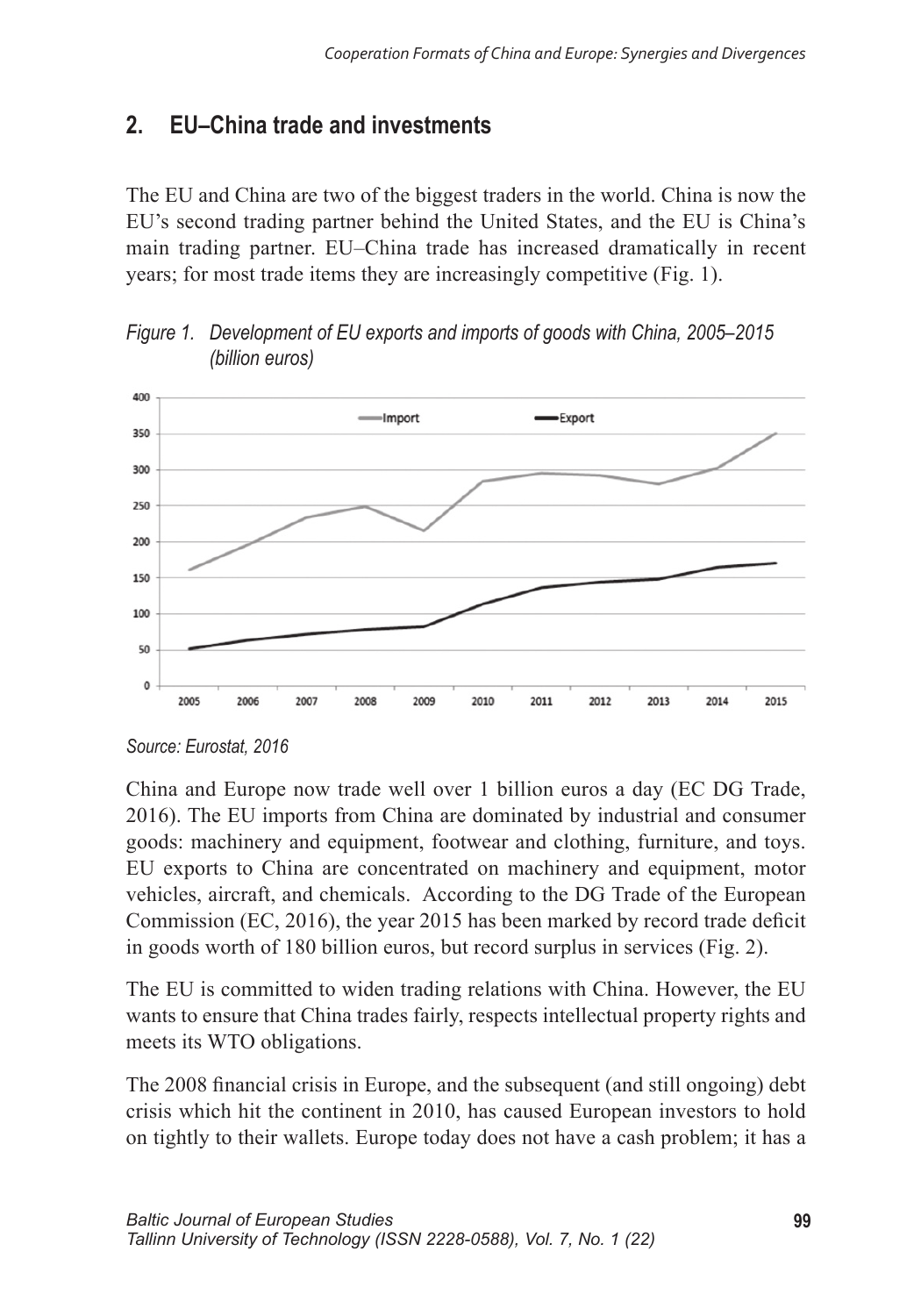## 2. EU–China trade and investments

The EU and China are two of the biggest traders in the world. China is now the EU's second trading partner behind the United States, and the EU is China's main trading partner. EU–China trade has increased dramatically in recent years; for most trade items they are increasingly competitive (Fig. 1).

*Figure 1. Development of EU exports and imports of goods with China, 2005–2015 (billion euros)*

*Source: Eurostat, 2016*

China and Europe now trade well over 1 billion euros a day (EC DG Trade, 2016). The EU imports from China are dominated by industrial and consumer goods: machinery and equipment, footwear and clothing, furniture, and toys. EU exports to China are concentrated on machinery and equipment, motor vehicles, aircraft, and chemicals. According to the DG Trade of the European Commission (EC, 2016), the year 2015 has been marked by record trade deficit in goods worth of 180 billion euros, but record surplus in services (Fig. 2).

The EU is committed to widen trading relations with China. However, the EU wants to ensure that China trades fairly, respects intellectual property rights and meets its WTO obligations.

The 2008 financial crisis in Europe, and the subsequent (and still ongoing) debt crisis which hit the continent in 2010, has caused European investors to hold on tightly to their wallets. Europe today does not have a cash problem; it has a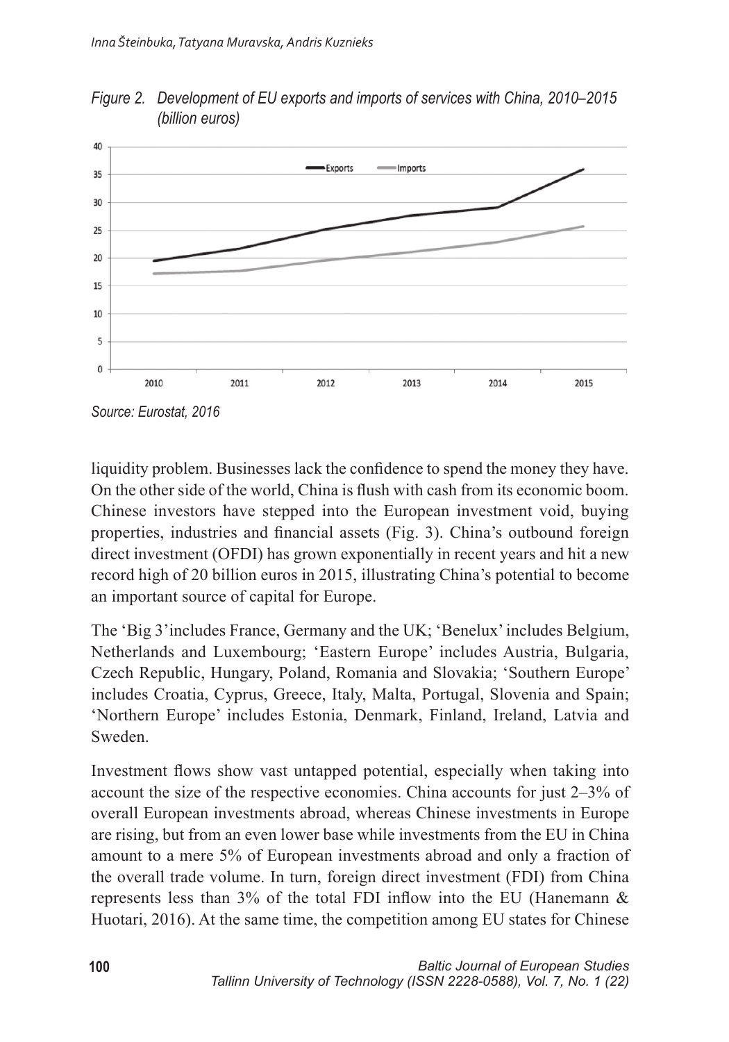*Figure 2. Development of EU exports and imports of services with China, 2010–2015 (billion euros)*

*Source: Eurostat, 2016*

liquidity problem. Businesses lack the confidence to spend the money they have. On the other side of the world, China is flush with cash from its economic boom. Chinese investors have stepped into the European investment void, buying properties, industries and financial assets (Fig. 3). China's outbound foreign direct investment (OFDI) has grown exponentially in recent years and hit a new record high of 20 billion euros in 2015, illustrating China's potential to become an important source of capital for Europe.

The 'Big 3'includes France, Germany and the UK; 'Benelux' includes Belgium, Netherlands and Luxembourg; 'Eastern Europe' includes Austria, Bulgaria, Czech Republic, Hungary, Poland, Romania and Slovakia; 'Southern Europe' includes Croatia, Cyprus, Greece, Italy, Malta, Portugal, Slovenia and Spain; 'Northern Europe' includes Estonia, Denmark, Finland, Ireland, Latvia and Sweden.

Investment flows show vast untapped potential, especially when taking into account the size of the respective economies. China accounts for just 2–3% of overall European investments abroad, whereas Chinese investments in Europe are rising, but from an even lower base while investments from the EU in China amount to a mere 5% of European investments abroad and only a fraction of the overall trade volume. In turn, foreign direct investment (FDI) from China represents less than 3% of the total FDI inflow into the EU (Hanemann & Huotari, 2016). At the same time, the competition among EU states for Chinese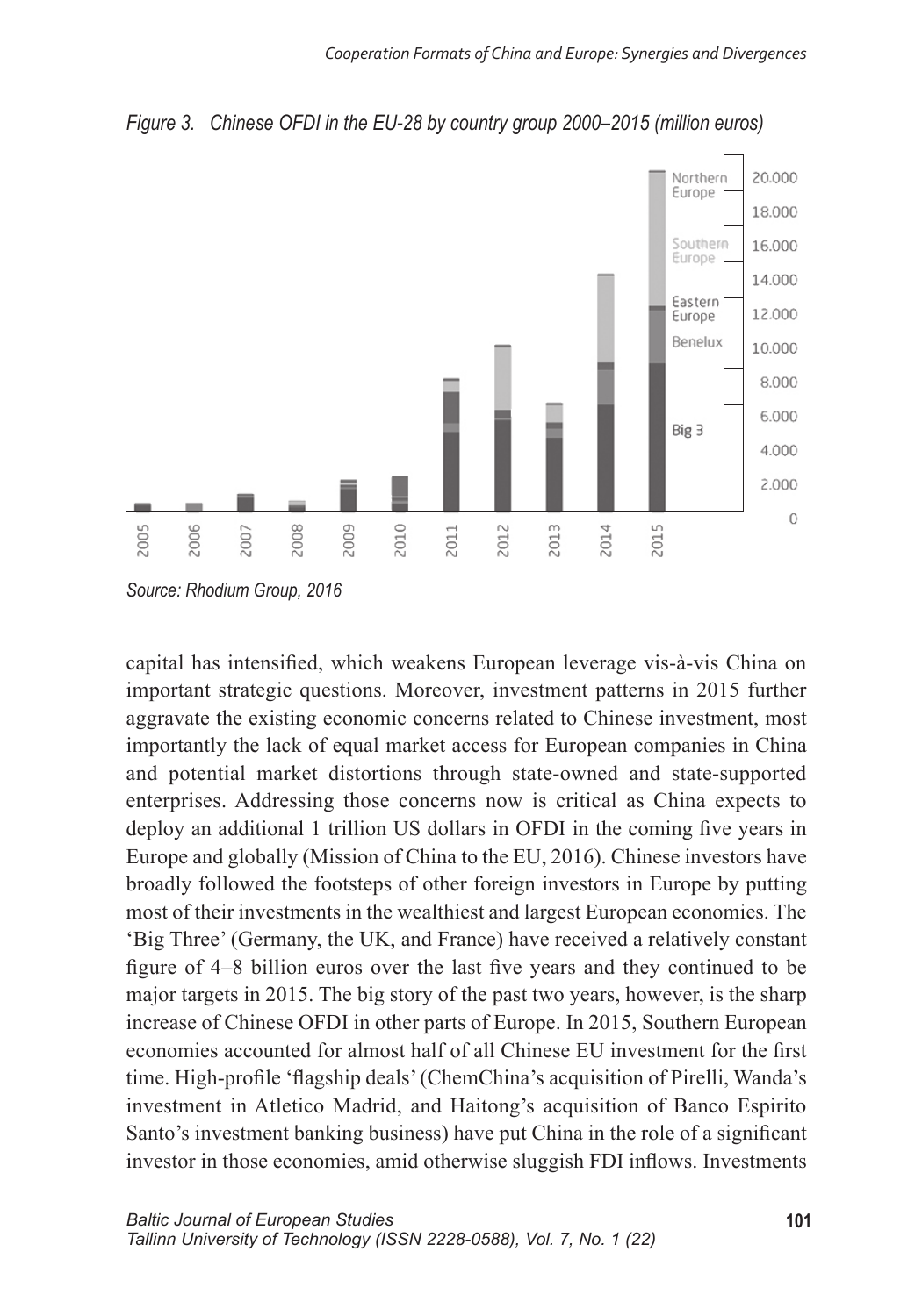*Figure 3. Chinese OFDI in the EU-28 by country group 2000–2015 (million euros)*

*Source: Rhodium Group, 2016*

capital has intensified, which weakens European leverage vis-à-vis China on important strategic questions. Moreover, investment patterns in 2015 further aggravate the existing economic concerns related to Chinese investment, most importantly the lack of equal market access for European companies in China and potential market distortions through state-owned and state-supported enterprises. Addressing those concerns now is critical as China expects to deploy an additional 1 trillion US dollars in OFDI in the coming five years in Europe and globally (Mission of China to the EU, 2016). Chinese investors have broadly followed the footsteps of other foreign investors in Europe by putting most of their investments in the wealthiest and largest European economies. The 'Big Three' (Germany, the UK, and France) have received a relatively constant figure of 4–8 billion euros over the last five years and they continued to be major targets in 2015. The big story of the past two years, however, is the sharp increase of Chinese OFDI in other parts of Europe. In 2015, Southern European economies accounted for almost half of all Chinese EU investment for the first time. High-profile 'flagship deals' (ChemChina's acquisition of Pirelli, Wanda's investment in Atletico Madrid, and Haitong's acquisition of Banco Espirito Santo's investment banking business) have put China in the role of a significant investor in those economies, amid otherwise sluggish FDI inflows. Investments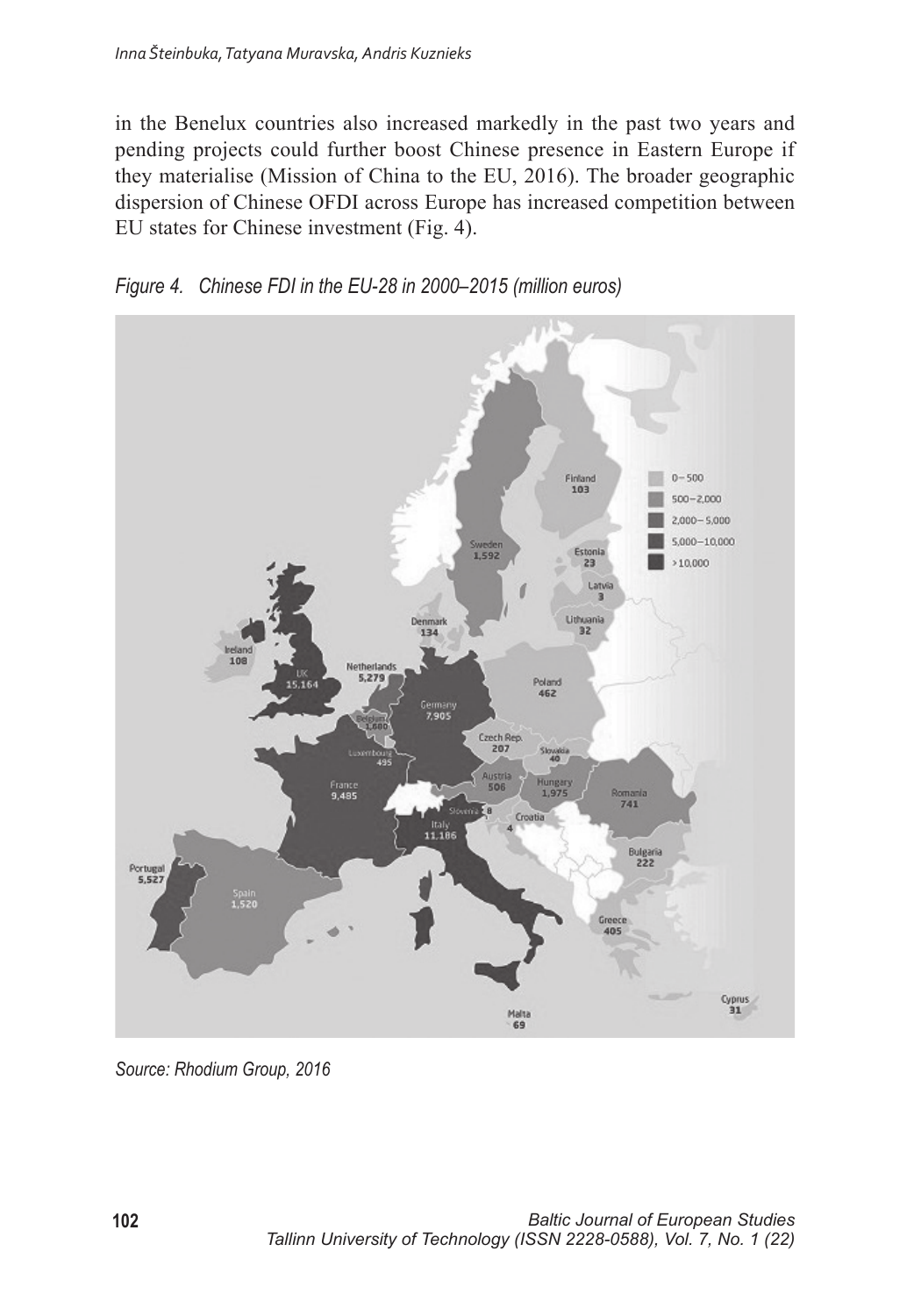in the Benelux countries also increased markedly in the past two years and pending projects could further boost Chinese presence in Eastern Europe if they materialise (Mission of China to the EU, 2016). The broader geographic dispersion of Chinese OFDI across Europe has increased competition between EU states for Chinese investment (Fig. 4).

*Figure 4. Chinese FDI in the EU-28 in 2000–2015 (million euros)*

*Source: Rhodium Group, 2016*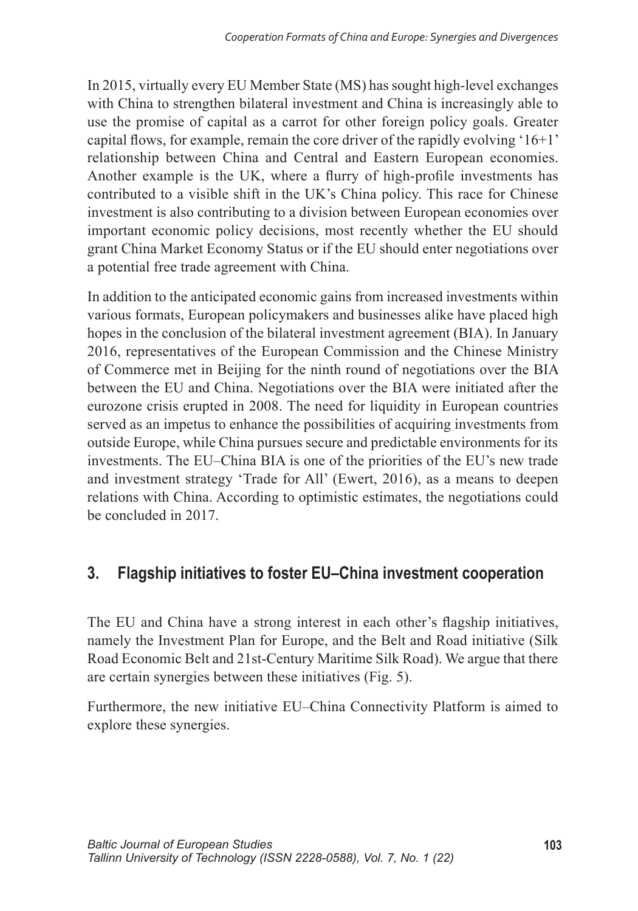In 2015, virtually every EU Member State (MS) has sought high-level exchanges with China to strengthen bilateral investment and China is increasingly able to use the promise of capital as a carrot for other foreign policy goals. Greater capital flows, for example, remain the core driver of the rapidly evolving '16+1' relationship between China and Central and Eastern European economies. Another example is the UK, where a flurry of high-profile investments has contributed to a visible shift in the UK's China policy. This race for Chinese investment is also contributing to a division between European economies over important economic policy decisions, most recently whether the EU should grant China Market Economy Status or if the EU should enter negotiations over a potential free trade agreement with China.

In addition to the anticipated economic gains from increased investments within various formats, European policymakers and businesses alike have placed high hopes in the conclusion of the bilateral investment agreement (BIA). In January 2016, representatives of the European Commission and the Chinese Ministry of Commerce met in Beijing for the ninth round of negotiations over the BIA between the EU and China. Negotiations over the BIA were initiated after the eurozone crisis erupted in 2008. The need for liquidity in European countries served as an impetus to enhance the possibilities of acquiring investments from outside Europe, while China pursues secure and predictable environments for its investments. The EU–China BIA is one of the priorities of the EU's new trade and investment strategy 'Trade for All' (Ewert, 2016), as a means to deepen relations with China. According to optimistic estimates, the negotiations could be concluded in 2017.

## 3. Flagship initiatives to foster EU–China investment cooperation

The EU and China have a strong interest in each other's flagship initiatives, namely the Investment Plan for Europe, and the Belt and Road initiative (Silk Road Economic Belt and 21st-Century Maritime Silk Road). We argue that there are certain synergies between these initiatives (Fig. 5).

Furthermore, the new initiative EU–China Connectivity Platform is aimed to explore these synergies.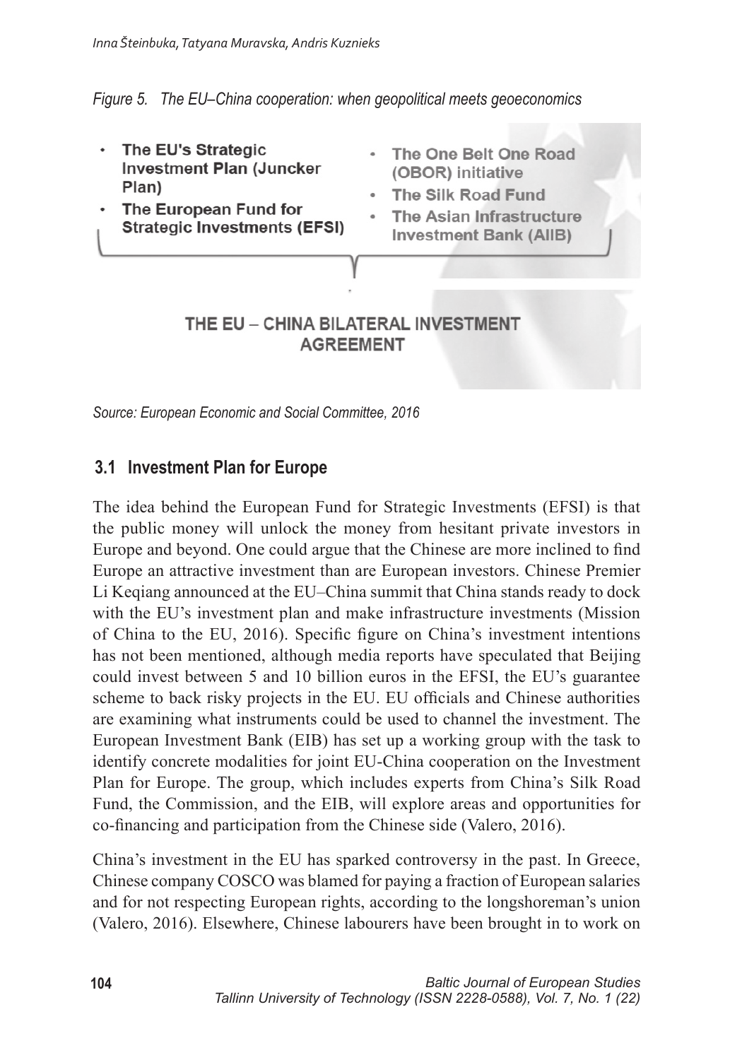*Figure 5. The EU–China cooperation: when geopolitical meets geoeconomics*

- **The EU's Strategic Investment Plan (Juncker Plan)**
- **The European Fund for Strategic Investments (EFSI)**

- **The One Belt One Road (OBOR) initiative**
- **The Silk Road Fund**
- **The Asian Infrastructure Investment Bank (AIIB)**

**THE EU – CHINA BILATERAL INVESTMENT AGREEMENT**

*Source: European Economic and Social Committee, 2016*

### 3.1 Investment Plan for Europe

The idea behind the European Fund for Strategic Investments (EFSI) is that the public money will unlock the money from hesitant private investors in Europe and beyond. One could argue that the Chinese are more inclined to find Europe an attractive investment than are European investors. Chinese Premier Li Keqiang announced at the EU–China summit that China stands ready to dock with the EU's investment plan and make infrastructure investments (Mission of China to the EU, 2016). Specific figure on China's investment intentions has not been mentioned, although media reports have speculated that Beijing could invest between 5 and 10 billion euros in the EFSI, the EU's guarantee scheme to back risky projects in the EU. EU officials and Chinese authorities are examining what instruments could be used to channel the investment. The European Investment Bank (EIB) has set up a working group with the task to identify concrete modalities for joint EU-China cooperation on the Investment Plan for Europe. The group, which includes experts from China's Silk Road Fund, the Commission, and the EIB, will explore areas and opportunities for co-financing and participation from the Chinese side (Valero, 2016).

China's investment in the EU has sparked controversy in the past. In Greece, Chinese company COSCO was blamed for paying a fraction of European salaries and for not respecting European rights, according to the longshoreman's union (Valero, 2016). Elsewhere, Chinese labourers have been brought in to work on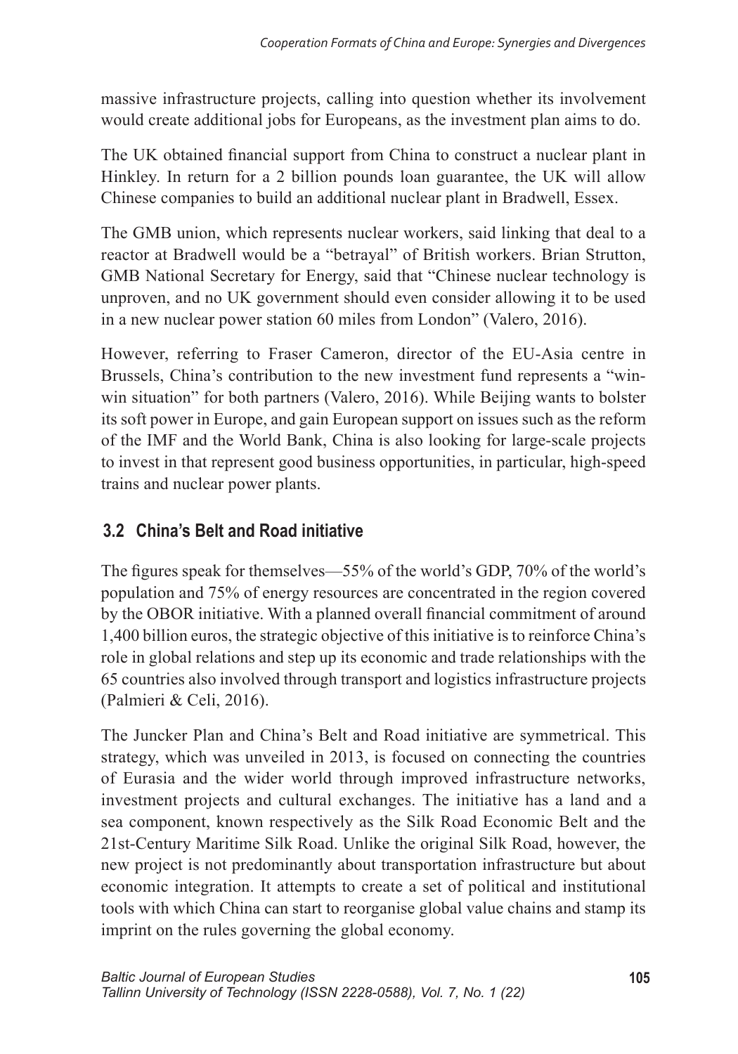massive infrastructure projects, calling into question whether its involvement would create additional jobs for Europeans, as the investment plan aims to do.

The UK obtained financial support from China to construct a nuclear plant in Hinkley. In return for a 2 billion pounds loan guarantee, the UK will allow Chinese companies to build an additional nuclear plant in Bradwell, Essex.

The GMB union, which represents nuclear workers, said linking that deal to a reactor at Bradwell would be a "betrayal" of British workers. Brian Strutton, GMB National Secretary for Energy, said that "Chinese nuclear technology is unproven, and no UK government should even consider allowing it to be used in a new nuclear power station 60 miles from London" (Valero, 2016).

However, referring to Fraser Cameron, director of the EU-Asia centre in Brussels, China's contribution to the new investment fund represents a "win-win situation" for both partners (Valero, 2016). While Beijing wants to bolster its soft power in Europe, and gain European support on issues such as the reform of the IMF and the World Bank, China is also looking for large-scale projects to invest in that represent good business opportunities, in particular, high-speed trains and nuclear power plants.

### 3.2 China's Belt and Road initiative

The figures speak for themselves—55% of the world's GDP, 70% of the world's population and 75% of energy resources are concentrated in the region covered by the OBOR initiative. With a planned overall financial commitment of around 1,400 billion euros, the strategic objective of this initiative is to reinforce China's role in global relations and step up its economic and trade relationships with the 65 countries also involved through transport and logistics infrastructure projects (Palmieri & Celi, 2016).

The Juncker Plan and China's Belt and Road initiative are symmetrical. This strategy, which was unveiled in 2013, is focused on connecting the countries of Eurasia and the wider world through improved infrastructure networks, investment projects and cultural exchanges. The initiative has a land and a sea component, known respectively as the Silk Road Economic Belt and the 21st-Century Maritime Silk Road. Unlike the original Silk Road, however, the new project is not predominantly about transportation infrastructure but about economic integration. It attempts to create a set of political and institutional tools with which China can start to reorganise global value chains and stamp its imprint on the rules governing the global economy.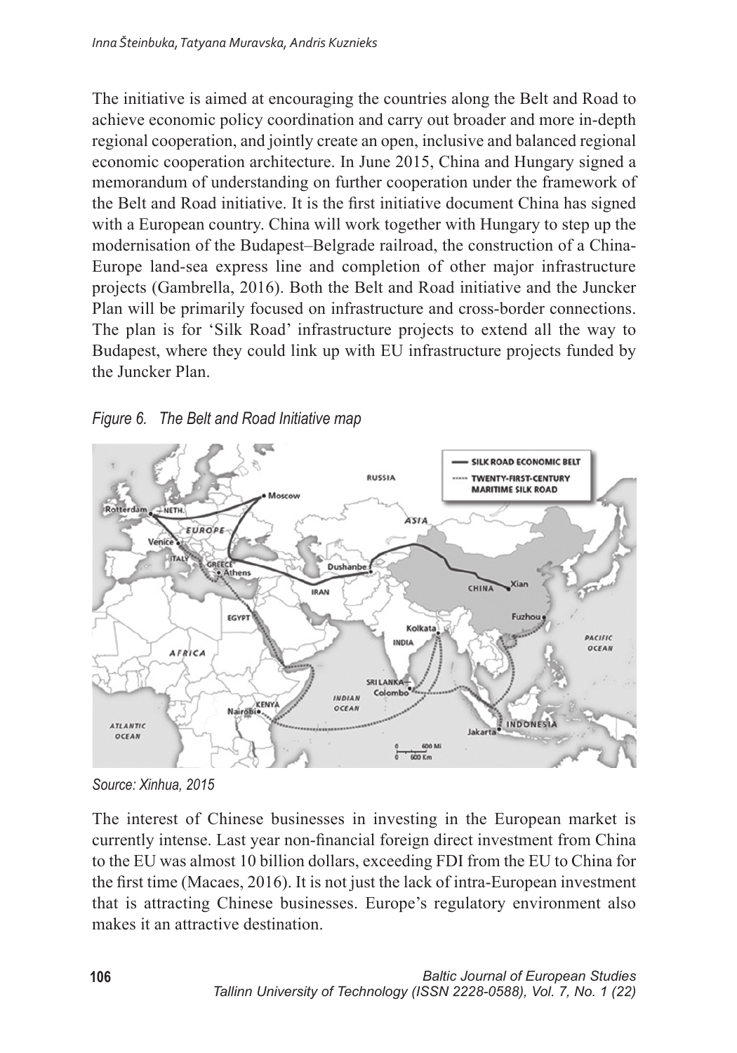The initiative is aimed at encouraging the countries along the Belt and Road to achieve economic policy coordination and carry out broader and more in-depth regional cooperation, and jointly create an open, inclusive and balanced regional economic cooperation architecture. In June 2015, China and Hungary signed a memorandum of understanding on further cooperation under the framework of the Belt and Road initiative. It is the first initiative document China has signed with a European country. China will work together with Hungary to step up the modernisation of the Budapest–Belgrade railroad, the construction of a China-Europe land-sea express line and completion of other major infrastructure projects (Gambrella, 2016). Both the Belt and Road initiative and the Juncker Plan will be primarily focused on infrastructure and cross-border connections. The plan is for 'Silk Road' infrastructure projects to extend all the way to Budapest, where they could link up with EU infrastructure projects funded by the Juncker Plan.

*Figure 6. The Belt and Road Initiative map*

*Source: Xinhua, 2015*

The interest of Chinese businesses in investing in the European market is currently intense. Last year non-financial foreign direct investment from China to the EU was almost 10 billion dollars, exceeding FDI from the EU to China for the first time (Macaes, 2016). It is not just the lack of intra-European investment that is attracting Chinese businesses. Europe's regulatory environment also makes it an attractive destination.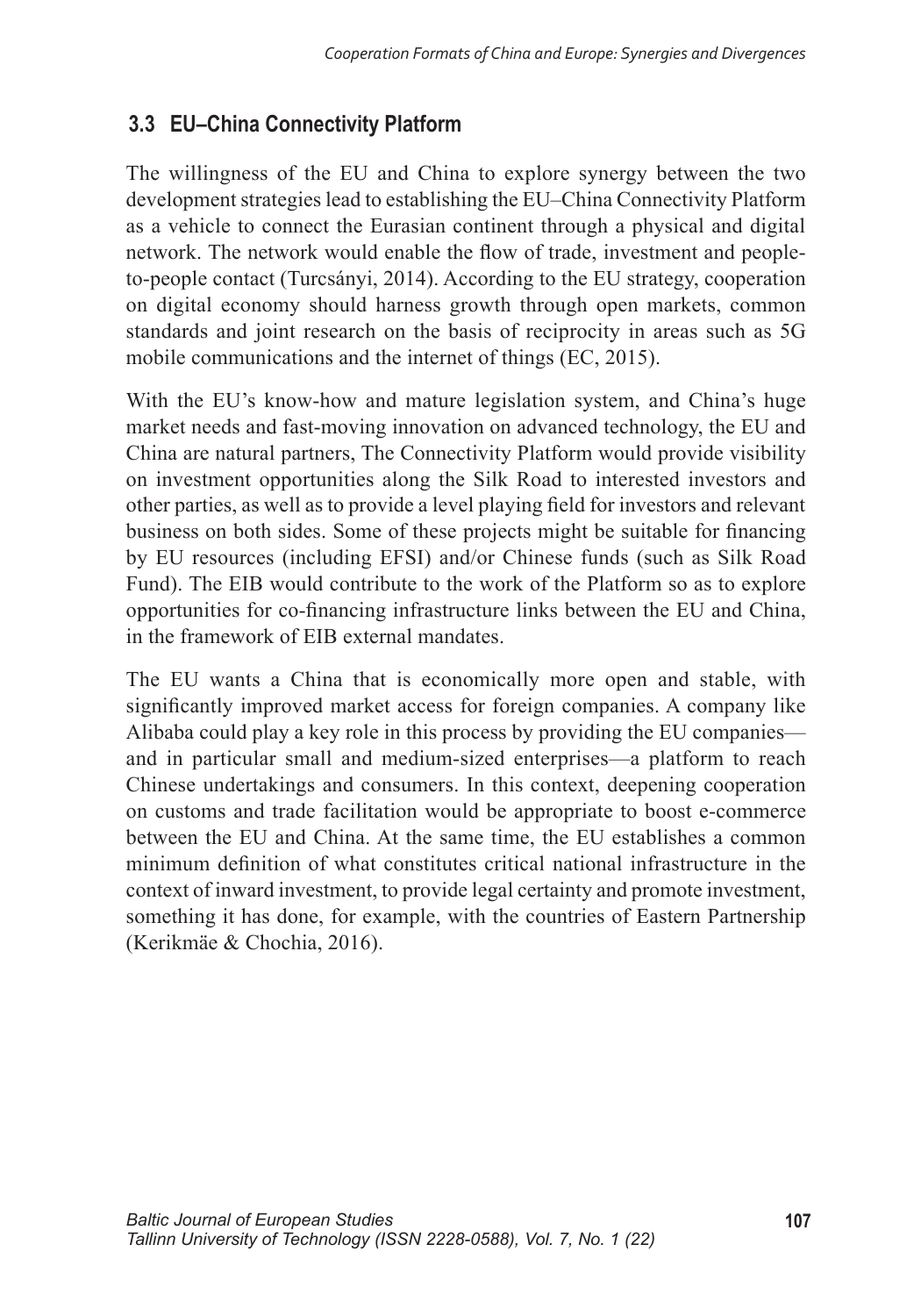### 3.3 EU–China Connectivity Platform

The willingness of the EU and China to explore synergy between the two development strategies lead to establishing the EU–China Connectivity Platform as a vehicle to connect the Eurasian continent through a physical and digital network. The network would enable the flow of trade, investment and people-to-people contact (Turcsányi, 2014). According to the EU strategy, cooperation on digital economy should harness growth through open markets, common standards and joint research on the basis of reciprocity in areas such as 5G mobile communications and the internet of things (EC, 2015).

With the EU's know-how and mature legislation system, and China's huge market needs and fast-moving innovation on advanced technology, the EU and China are natural partners, The Connectivity Platform would provide visibility on investment opportunities along the Silk Road to interested investors and other parties, as well as to provide a level playing field for investors and relevant business on both sides. Some of these projects might be suitable for financing by EU resources (including EFSI) and/or Chinese funds (such as Silk Road Fund). The EIB would contribute to the work of the Platform so as to explore opportunities for co-financing infrastructure links between the EU and China, in the framework of EIB external mandates.

The EU wants a China that is economically more open and stable, with significantly improved market access for foreign companies. A company like Alibaba could play a key role in this process by providing the EU companies—and in particular small and medium-sized enterprises—a platform to reach Chinese undertakings and consumers. In this context, deepening cooperation on customs and trade facilitation would be appropriate to boost e-commerce between the EU and China. At the same time, the EU establishes a common minimum definition of what constitutes critical national infrastructure in the context of inward investment, to provide legal certainty and promote investment, something it has done, for example, with the countries of Eastern Partnership (Kerikmäe & Chochia, 2016).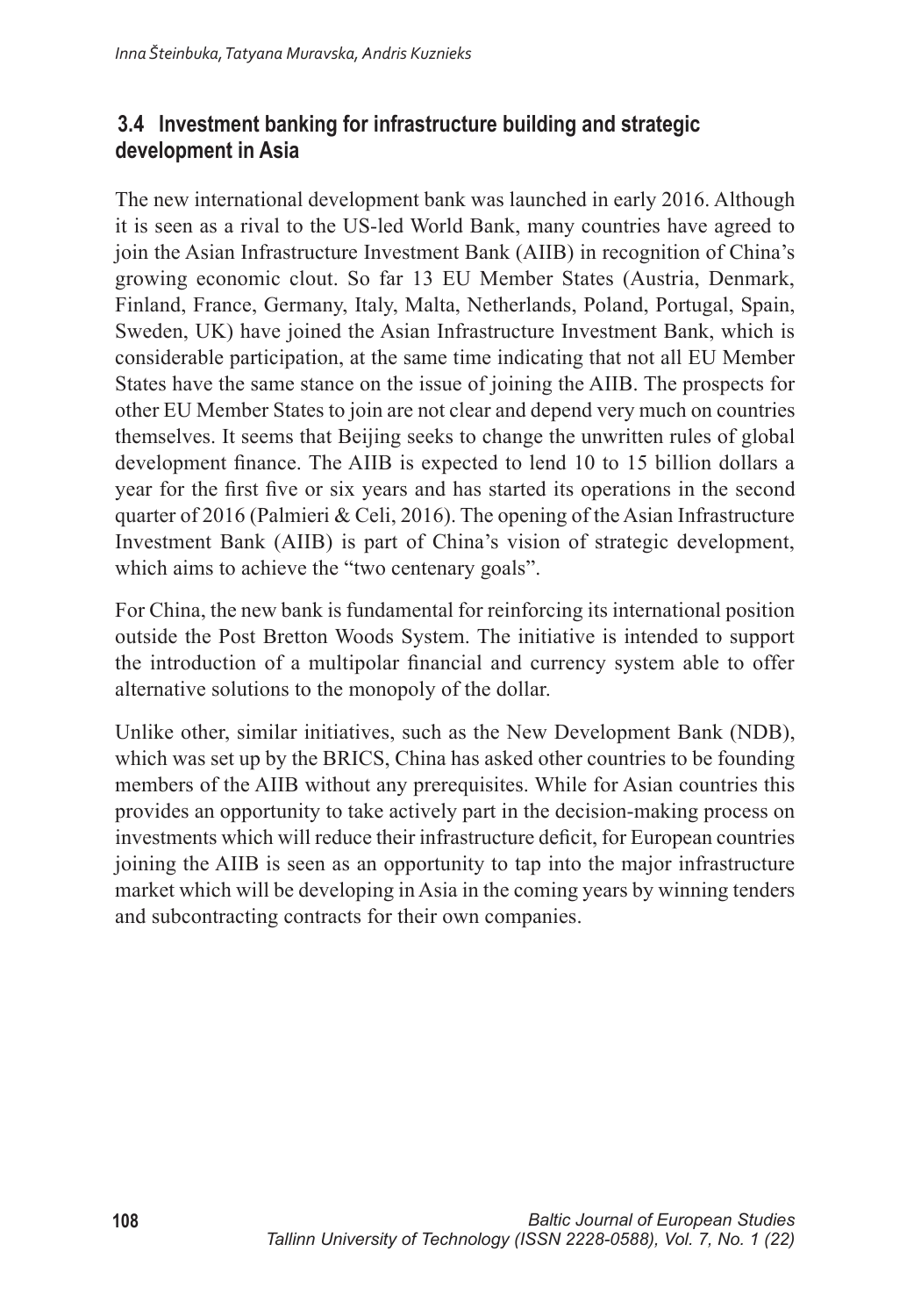### 3.4 Investment banking for infrastructure building and strategic development in Asia

The new international development bank was launched in early 2016. Although it is seen as a rival to the US-led World Bank, many countries have agreed to join the Asian Infrastructure Investment Bank (AIIB) in recognition of China's growing economic clout. So far 13 EU Member States (Austria, Denmark, Finland, France, Germany, Italy, Malta, Netherlands, Poland, Portugal, Spain, Sweden, UK) have joined the Asian Infrastructure Investment Bank, which is considerable participation, at the same time indicating that not all EU Member States have the same stance on the issue of joining the AIIB. The prospects for other EU Member States to join are not clear and depend very much on countries themselves. It seems that Beijing seeks to change the unwritten rules of global development finance. The AIIB is expected to lend 10 to 15 billion dollars a year for the first five or six years and has started its operations in the second quarter of 2016 (Palmieri & Celi, 2016). The opening of the Asian Infrastructure Investment Bank (AIIB) is part of China's vision of strategic development, which aims to achieve the "two centenary goals".

For China, the new bank is fundamental for reinforcing its international position outside the Post Bretton Woods System. The initiative is intended to support the introduction of a multipolar financial and currency system able to offer alternative solutions to the monopoly of the dollar.

Unlike other, similar initiatives, such as the New Development Bank (NDB), which was set up by the BRICS, China has asked other countries to be founding members of the AIIB without any prerequisites. While for Asian countries this provides an opportunity to take actively part in the decision-making process on investments which will reduce their infrastructure deficit, for European countries joining the AIIB is seen as an opportunity to tap into the major infrastructure market which will be developing in Asia in the coming years by winning tenders and subcontracting contracts for their own companies.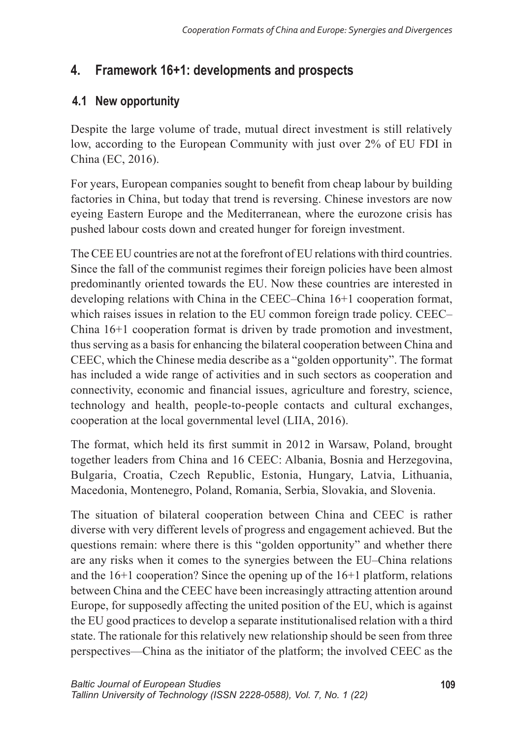## 4. Framework 16+1: developments and prospects

### 4.1 New opportunity

Despite the large volume of trade, mutual direct investment is still relatively low, according to the European Community with just over 2% of EU FDI in China (EC, 2016).

For years, European companies sought to benefit from cheap labour by building factories in China, but today that trend is reversing. Chinese investors are now eyeing Eastern Europe and the Mediterranean, where the eurozone crisis has pushed labour costs down and created hunger for foreign investment.

The CEE EU countries are not at the forefront of EU relations with third countries. Since the fall of the communist regimes their foreign policies have been almost predominantly oriented towards the EU. Now these countries are interested in developing relations with China in the CEEC–China 16+1 cooperation format, which raises issues in relation to the EU common foreign trade policy. CEEC–China 16+1 cooperation format is driven by trade promotion and investment, thus serving as a basis for enhancing the bilateral cooperation between China and CEEC, which the Chinese media describe as a "golden opportunity". The format has included a wide range of activities and in such sectors as cooperation and connectivity, economic and financial issues, agriculture and forestry, science, technology and health, people-to-people contacts and cultural exchanges, cooperation at the local governmental level (LIIA, 2016).

The format, which held its first summit in 2012 in Warsaw, Poland, brought together leaders from China and 16 CEEC: Albania, Bosnia and Herzegovina, Bulgaria, Croatia, Czech Republic, Estonia, Hungary, Latvia, Lithuania, Macedonia, Montenegro, Poland, Romania, Serbia, Slovakia, and Slovenia.

The situation of bilateral cooperation between China and CEEC is rather diverse with very different levels of progress and engagement achieved. But the questions remain: where there is this "golden opportunity" and whether there are any risks when it comes to the synergies between the EU–China relations and the 16+1 cooperation? Since the opening up of the 16+1 platform, relations between China and the CEEC have been increasingly attracting attention around Europe, for supposedly affecting the united position of the EU, which is against the EU good practices to develop a separate institutionalised relation with a third state. The rationale for this relatively new relationship should be seen from three perspectives—China as the initiator of the platform; the involved CEEC as the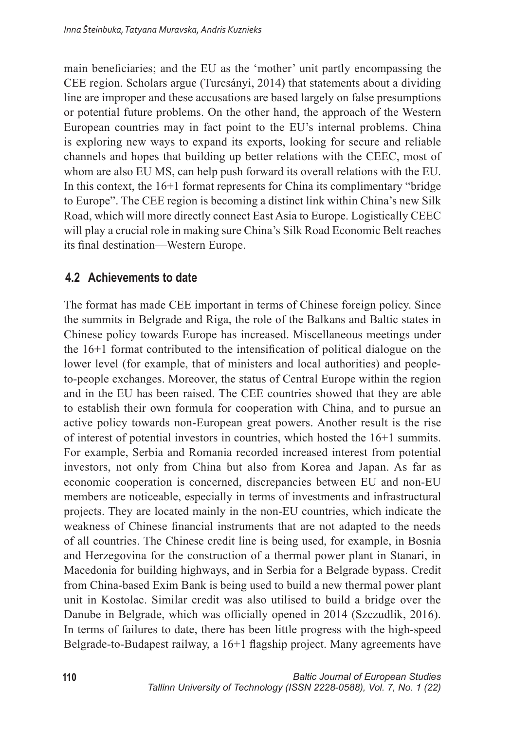main beneficiaries; and the EU as the 'mother' unit partly encompassing the CEE region. Scholars argue (Turcsányi, 2014) that statements about a dividing line are improper and these accusations are based largely on false presumptions or potential future problems. On the other hand, the approach of the Western European countries may in fact point to the EU's internal problems. China is exploring new ways to expand its exports, looking for secure and reliable channels and hopes that building up better relations with the CEEC, most of whom are also EU MS, can help push forward its overall relations with the EU. In this context, the 16+1 format represents for China its complimentary "bridge to Europe". The CEE region is becoming a distinct link within China's new Silk Road, which will more directly connect East Asia to Europe. Logistically CEEC will play a crucial role in making sure China's Silk Road Economic Belt reaches its final destination—Western Europe.

## 4.2 Achievements to date

The format has made CEE important in terms of Chinese foreign policy. Since the summits in Belgrade and Riga, the role of the Balkans and Baltic states in Chinese policy towards Europe has increased. Miscellaneous meetings under the 16+1 format contributed to the intensification of political dialogue on the lower level (for example, that of ministers and local authorities) and people-to-people exchanges. Moreover, the status of Central Europe within the region and in the EU has been raised. The CEE countries showed that they are able to establish their own formula for cooperation with China, and to pursue an active policy towards non-European great powers. Another result is the rise of interest of potential investors in countries, which hosted the 16+1 summits. For example, Serbia and Romania recorded increased interest from potential investors, not only from China but also from Korea and Japan. As far as economic cooperation is concerned, discrepancies between EU and non-EU members are noticeable, especially in terms of investments and infrastructural projects. They are located mainly in the non-EU countries, which indicate the weakness of Chinese financial instruments that are not adapted to the needs of all countries. The Chinese credit line is being used, for example, in Bosnia and Herzegovina for the construction of a thermal power plant in Stanari, in Macedonia for building highways, and in Serbia for a Belgrade bypass. Credit from China-based Exim Bank is being used to build a new thermal power plant unit in Kostolac. Similar credit was also utilised to build a bridge over the Danube in Belgrade, which was officially opened in 2014 (Szczudlik, 2016). In terms of failures to date, there has been little progress with the high-speed Belgrade-to-Budapest railway, a 16+1 flagship project. Many agreements have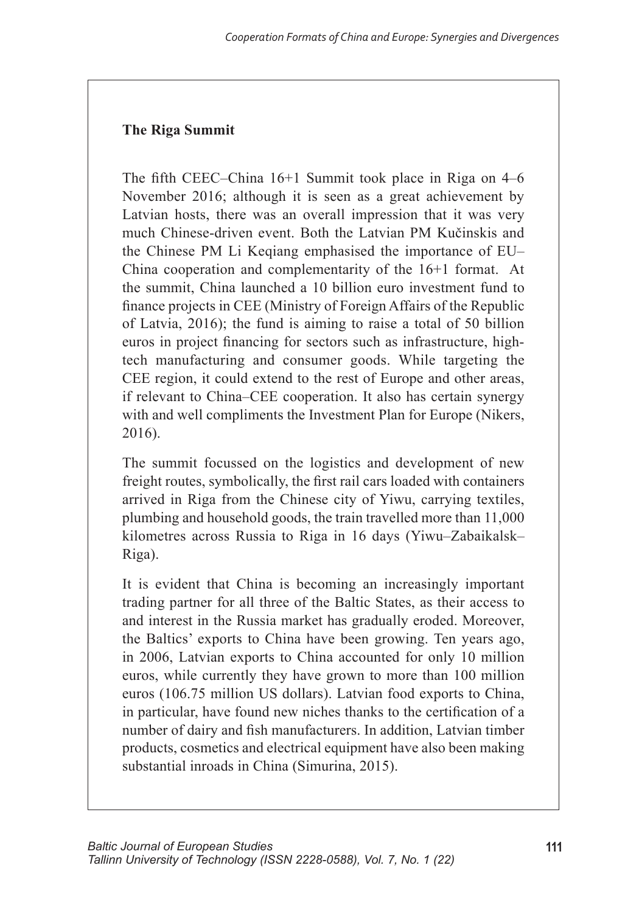**The Riga Summit**

The fifth CEEC–China 16+1 Summit took place in Riga on 4–6 November 2016; although it is seen as a great achievement by Latvian hosts, there was an overall impression that it was very much Chinese-driven event. Both the Latvian PM Kučinskis and the Chinese PM Li Keqiang emphasised the importance of EU–China cooperation and complementarity of the 16+1 format. At the summit, China launched a 10 billion euro investment fund to finance projects in CEE (Ministry of Foreign Affairs of the Republic of Latvia, 2016); the fund is aiming to raise a total of 50 billion euros in project financing for sectors such as infrastructure, high-tech manufacturing and consumer goods. While targeting the CEE region, it could extend to the rest of Europe and other areas, if relevant to China–CEE cooperation. It also has certain synergy with and well compliments the Investment Plan for Europe (Nikers, 2016).

The summit focussed on the logistics and development of new freight routes, symbolically, the first rail cars loaded with containers arrived in Riga from the Chinese city of Yiwu, carrying textiles, plumbing and household goods, the train travelled more than 11,000 kilometres across Russia to Riga in 16 days (Yiwu–Zabaikalsk–Riga).

It is evident that China is becoming an increasingly important trading partner for all three of the Baltic States, as their access to and interest in the Russia market has gradually eroded. Moreover, the Baltics' exports to China have been growing. Ten years ago, in 2006, Latvian exports to China accounted for only 10 million euros, while currently they have grown to more than 100 million euros (106.75 million US dollars). Latvian food exports to China, in particular, have found new niches thanks to the certification of a number of dairy and fish manufacturers. In addition, Latvian timber products, cosmetics and electrical equipment have also been making substantial inroads in China (Simurina, 2015).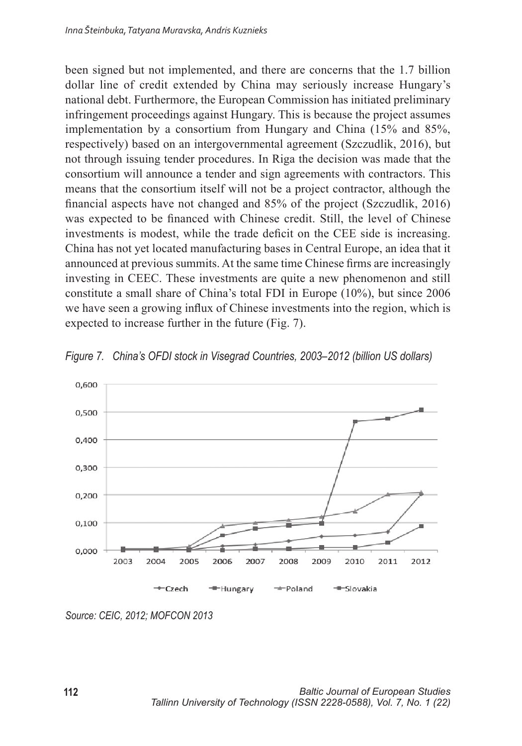been signed but not implemented, and there are concerns that the 1.7 billion dollar line of credit extended by China may seriously increase Hungary's national debt. Furthermore, the European Commission has initiated preliminary infringement proceedings against Hungary. This is because the project assumes implementation by a consortium from Hungary and China (15% and 85%, respectively) based on an intergovernmental agreement (Szczudlik, 2016), but not through issuing tender procedures. In Riga the decision was made that the consortium will announce a tender and sign agreements with contractors. This means that the consortium itself will not be a project contractor, although the financial aspects have not changed and 85% of the project (Szczudlik, 2016) was expected to be financed with Chinese credit. Still, the level of Chinese investments is modest, while the trade deficit on the CEE side is increasing. China has not yet located manufacturing bases in Central Europe, an idea that it announced at previous summits. At the same time Chinese firms are increasingly investing in CEEC. These investments are quite a new phenomenon and still constitute a small share of China's total FDI in Europe (10%), but since 2006 we have seen a growing influx of Chinese investments into the region, which is expected to increase further in the future (Fig. 7).

*Figure 7. China's OFDI stock in Visegrad Countries, 2003–2012 (billion US dollars)*

*Source: CEIC, 2012; MOFCON 2013*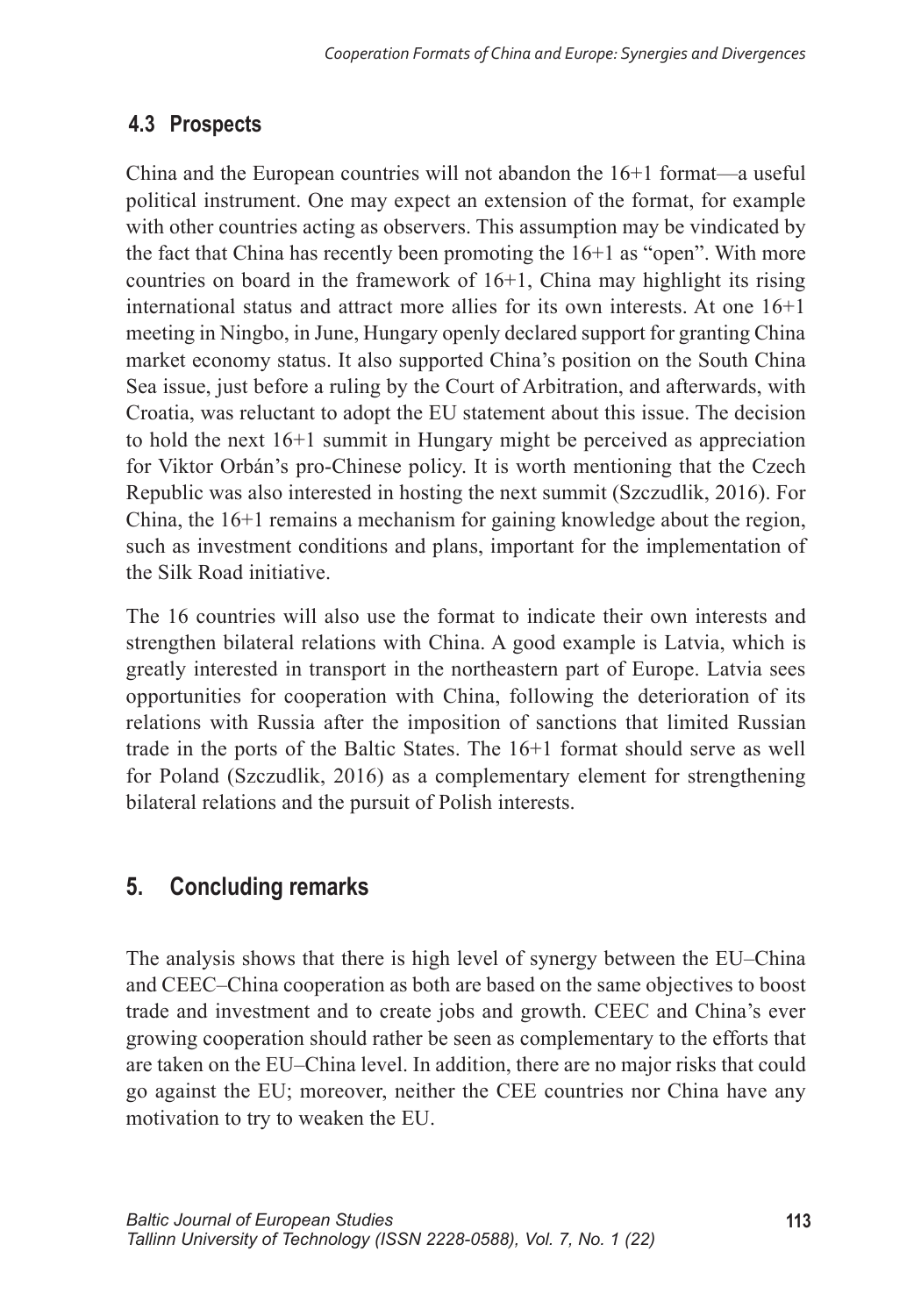### 4.3 Prospects

China and the European countries will not abandon the 16+1 format—a useful political instrument. One may expect an extension of the format, for example with other countries acting as observers. This assumption may be vindicated by the fact that China has recently been promoting the 16+1 as "open". With more countries on board in the framework of 16+1, China may highlight its rising international status and attract more allies for its own interests. At one 16+1 meeting in Ningbo, in June, Hungary openly declared support for granting China market economy status. It also supported China's position on the South China Sea issue, just before a ruling by the Court of Arbitration, and afterwards, with Croatia, was reluctant to adopt the EU statement about this issue. The decision to hold the next 16+1 summit in Hungary might be perceived as appreciation for Viktor Orbán's pro-Chinese policy. It is worth mentioning that the Czech Republic was also interested in hosting the next summit (Szczudlik, 2016). For China, the 16+1 remains a mechanism for gaining knowledge about the region, such as investment conditions and plans, important for the implementation of the Silk Road initiative.

The 16 countries will also use the format to indicate their own interests and strengthen bilateral relations with China. A good example is Latvia, which is greatly interested in transport in the northeastern part of Europe. Latvia sees opportunities for cooperation with China, following the deterioration of its relations with Russia after the imposition of sanctions that limited Russian trade in the ports of the Baltic States. The 16+1 format should serve as well for Poland (Szczudlik, 2016) as a complementary element for strengthening bilateral relations and the pursuit of Polish interests.

## 5. Concluding remarks

The analysis shows that there is high level of synergy between the EU–China and CEEC–China cooperation as both are based on the same objectives to boost trade and investment and to create jobs and growth. CEEC and China's ever growing cooperation should rather be seen as complementary to the efforts that are taken on the EU–China level. In addition, there are no major risks that could go against the EU; moreover, neither the CEE countries nor China have any motivation to try to weaken the EU.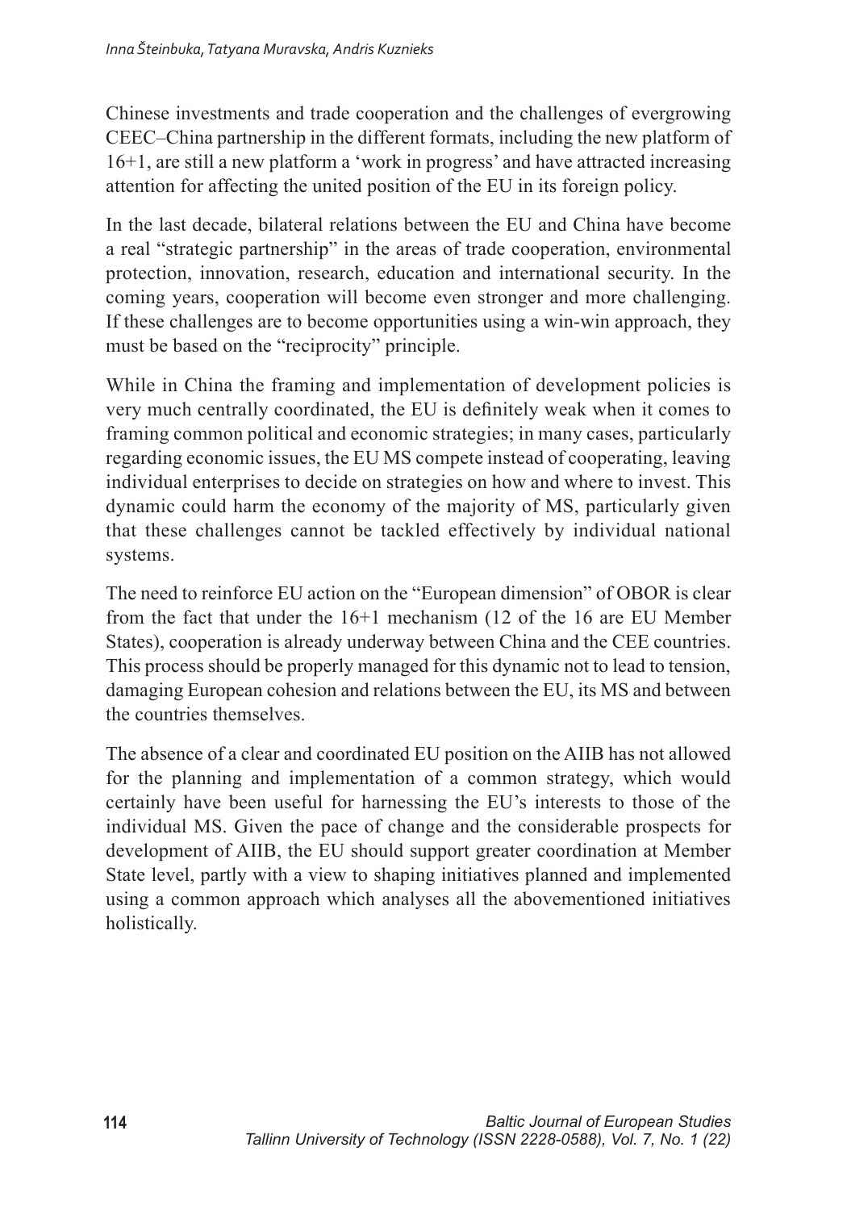Chinese investments and trade cooperation and the challenges of evergrowing CEEC–China partnership in the different formats, including the new platform of 16+1, are still a new platform a 'work in progress' and have attracted increasing attention for affecting the united position of the EU in its foreign policy.

In the last decade, bilateral relations between the EU and China have become a real "strategic partnership" in the areas of trade cooperation, environmental protection, innovation, research, education and international security. In the coming years, cooperation will become even stronger and more challenging. If these challenges are to become opportunities using a win-win approach, they must be based on the "reciprocity" principle.

While in China the framing and implementation of development policies is very much centrally coordinated, the EU is definitely weak when it comes to framing common political and economic strategies; in many cases, particularly regarding economic issues, the EU MS compete instead of cooperating, leaving individual enterprises to decide on strategies on how and where to invest. This dynamic could harm the economy of the majority of MS, particularly given that these challenges cannot be tackled effectively by individual national systems.

The need to reinforce EU action on the "European dimension" of OBOR is clear from the fact that under the 16+1 mechanism (12 of the 16 are EU Member States), cooperation is already underway between China and the CEE countries. This process should be properly managed for this dynamic not to lead to tension, damaging European cohesion and relations between the EU, its MS and between the countries themselves.

The absence of a clear and coordinated EU position on the AIIB has not allowed for the planning and implementation of a common strategy, which would certainly have been useful for harnessing the EU's interests to those of the individual MS. Given the pace of change and the considerable prospects for development of AIIB, the EU should support greater coordination at Member State level, partly with a view to shaping initiatives planned and implemented using a common approach which analyses all the abovementioned initiatives holistically.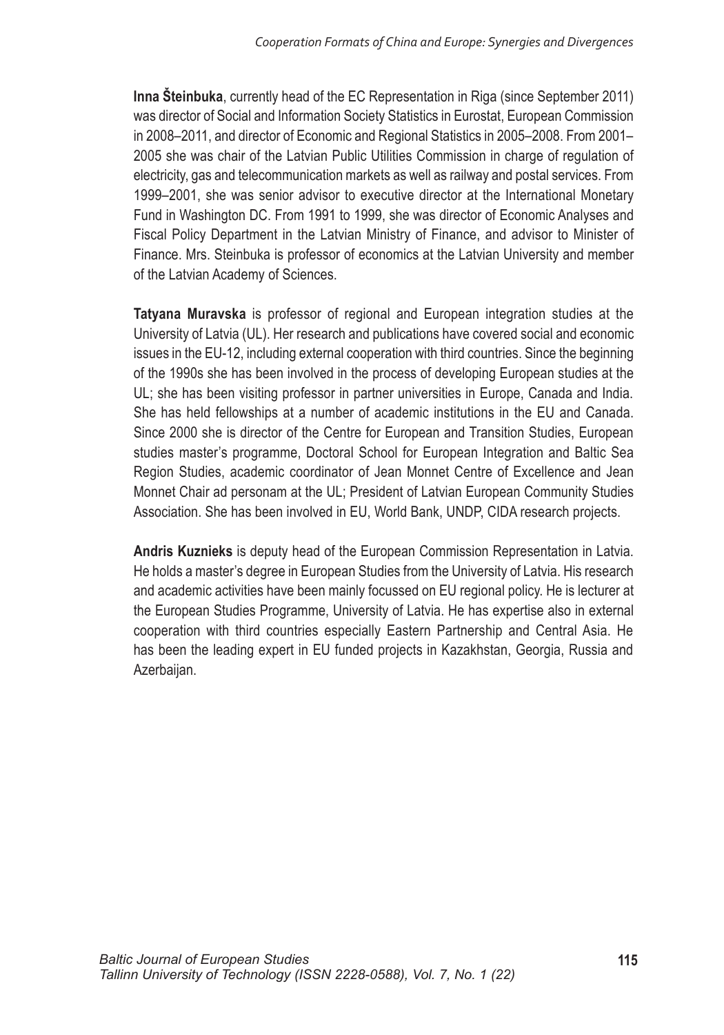**Inna Šteinbuka**, currently head of the EC Representation in Riga (since September 2011) was director of Social and Information Society Statistics in Eurostat, European Commission in 2008–2011, and director of Economic and Regional Statistics in 2005–2008. From 2001–2005 she was chair of the Latvian Public Utilities Commission in charge of regulation of electricity, gas and telecommunication markets as well as railway and postal services. From 1999–2001, she was senior advisor to executive director at the International Monetary Fund in Washington DC. From 1991 to 1999, she was director of Economic Analyses and Fiscal Policy Department in the Latvian Ministry of Finance, and advisor to Minister of Finance. Mrs. Steinbuka is professor of economics at the Latvian University and member of the Latvian Academy of Sciences.

**Tatyana Muravska** is professor of regional and European integration studies at the University of Latvia (UL). Her research and publications have covered social and economic issues in the EU-12, including external cooperation with third countries. Since the beginning of the 1990s she has been involved in the process of developing European studies at the UL; she has been visiting professor in partner universities in Europe, Canada and India. She has held fellowships at a number of academic institutions in the EU and Canada. Since 2000 she is director of the Centre for European and Transition Studies, European studies master's programme, Doctoral School for European Integration and Baltic Sea Region Studies, academic coordinator of Jean Monnet Centre of Excellence and Jean Monnet Chair ad personam at the UL; President of Latvian European Community Studies Association. She has been involved in EU, World Bank, UNDP, CIDA research projects.

**Andris Kuznieks** is deputy head of the European Commission Representation in Latvia. He holds a master's degree in European Studies from the University of Latvia. His research and academic activities have been mainly focussed on EU regional policy. He is lecturer at the European Studies Programme, University of Latvia. He has expertise also in external cooperation with third countries especially Eastern Partnership and Central Asia. He has been the leading expert in EU funded projects in Kazakhstan, Georgia, Russia and Azerbaijan.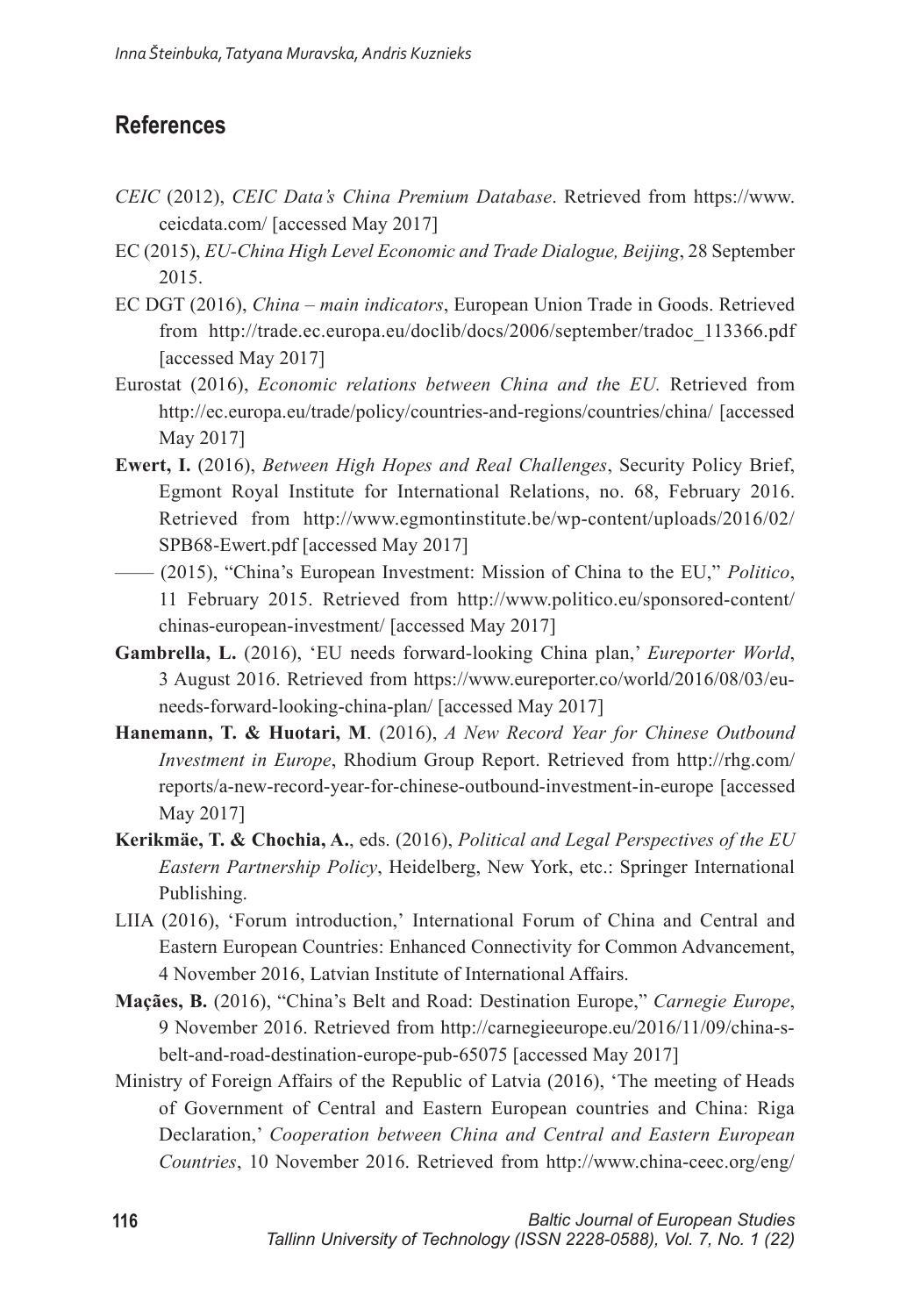## References

*CEIC* (2012), *CEIC Data's China Premium Database*. Retrieved from https://www.ceicdata.com/ [accessed May 2017]

EC (2015), *EU-China High Level Economic and Trade Dialogue, Beijing*, 28 September 2015.

EC DGT (2016), *China – main indicators*, European Union Trade in Goods. Retrieved from http://trade.ec.europa.eu/doclib/docs/2006/september/tradoc_113366.pdf [accessed May 2017]

Eurostat (2016), *Economic relations between China and the EU*. Retrieved from http://ec.europa.eu/trade/policy/countries-and-regions/countries/china/ [accessed May 2017]

**Ewert, I.** (2016), *Between High Hopes and Real Challenges*, Security Policy Brief, Egmont Royal Institute for International Relations, no. 68, February 2016. Retrieved from http://www.egmontinstitute.be/wp-content/uploads/2016/02/SPB68-Ewert.pdf [accessed May 2017]

—— (2015), "China's European Investment: Mission of China to the EU," *Politico*, 11 February 2015. Retrieved from http://www.politico.eu/sponsored-content/chinas-european-investment/ [accessed May 2017]

**Gambrella, L.** (2016), 'EU needs forward-looking China plan,' *Eureporter World*, 3 August 2016. Retrieved from https://www.eureporter.co/world/2016/08/03/eu-needs-forward-looking-china-plan/ [accessed May 2017]

**Hanemann, T. & Huotari, M**. (2016), *A New Record Year for Chinese Outbound Investment in Europe*, Rhodium Group Report. Retrieved from http://rhg.com/reports/a-new-record-year-for-chinese-outbound-investment-in-europe [accessed May 2017]

**Kerikmäe, T. & Chochia, A.**, eds. (2016), *Political and Legal Perspectives of the EU Eastern Partnership Policy*, Heidelberg, New York, etc.: Springer International Publishing.

LIIA (2016), 'Forum introduction,' International Forum of China and Central and Eastern European Countries: Enhanced Connectivity for Common Advancement, 4 November 2016, Latvian Institute of International Affairs.

**Maçães, B.** (2016), "China's Belt and Road: Destination Europe," *Carnegie Europe*, 9 November 2016. Retrieved from http://carnegieeurope.eu/2016/11/09/china-s-belt-and-road-destination-europe-pub-65075 [accessed May 2017]

Ministry of Foreign Affairs of the Republic of Latvia (2016), 'The meeting of Heads of Government of Central and Eastern European countries and China: Riga Declaration,' *Cooperation between China and Central and Eastern European Countries*, 10 November 2016. Retrieved from http://www.china-ceec.org/eng/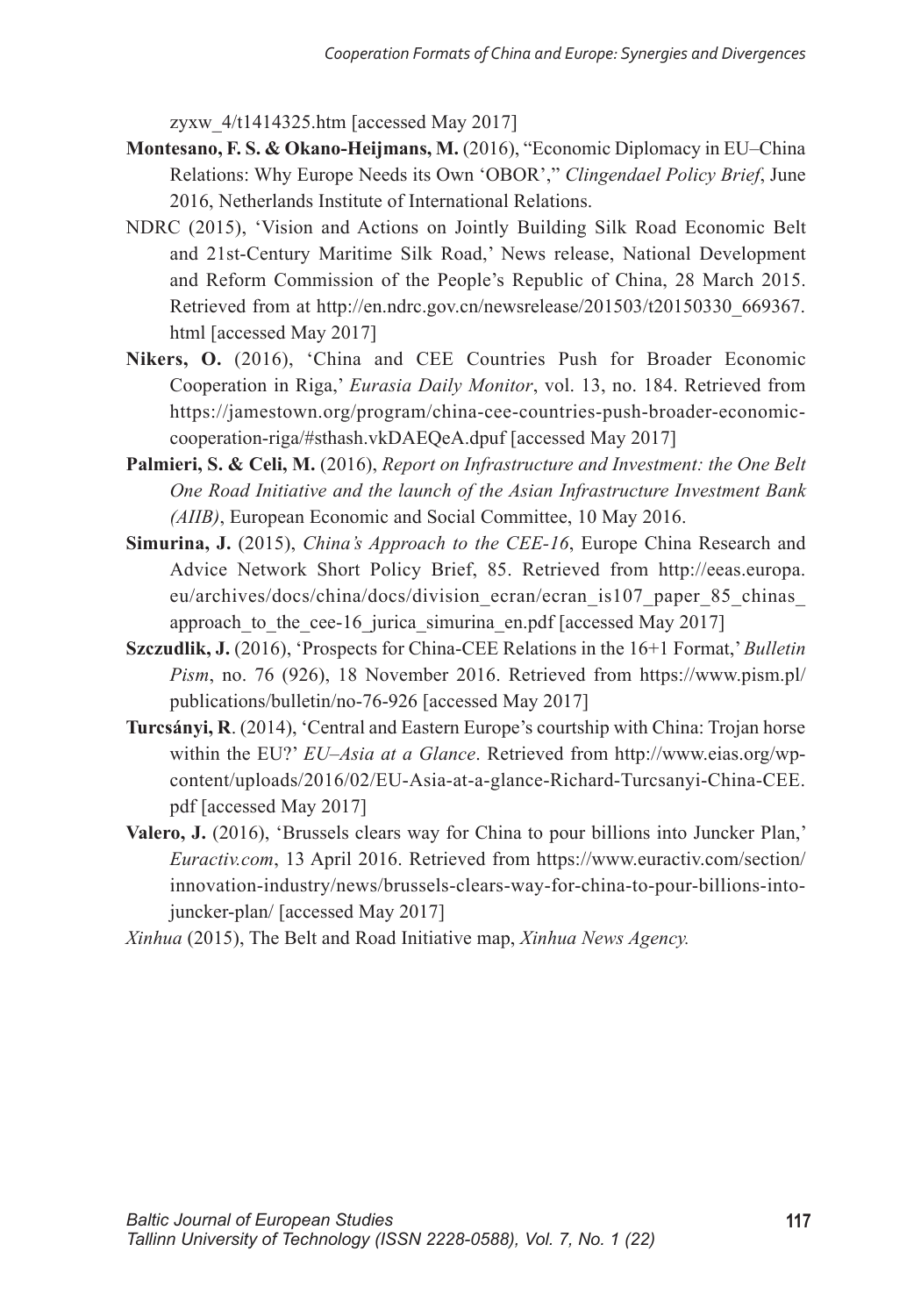zyxw_4/t1414325.htm [accessed May 2017]

**Montesano, F. S. & Okano-Heijmans, M.** (2016), "Economic Diplomacy in EU–China Relations: Why Europe Needs its Own 'OBOR'," *Clingendael Policy Brief*, June 2016, Netherlands Institute of International Relations.

NDRC (2015), 'Vision and Actions on Jointly Building Silk Road Economic Belt and 21st-Century Maritime Silk Road,' News release, National Development and Reform Commission of the People's Republic of China, 28 March 2015. Retrieved from at http://en.ndrc.gov.cn/newsrelease/201503/t20150330_669367.html [accessed May 2017]

**Nikers, O.** (2016), 'China and CEE Countries Push for Broader Economic Cooperation in Riga,' *Eurasia Daily Monitor*, vol. 13, no. 184. Retrieved from https://jamestown.org/program/china-cee-countries-push-broader-economic-cooperation-riga/#sthash.vkDAEQeA.dpuf [accessed May 2017]

**Palmieri, S. & Celi, M.** (2016), *Report on Infrastructure and Investment: the One Belt One Road Initiative and the launch of the Asian Infrastructure Investment Bank (AIIB)*, European Economic and Social Committee, 10 May 2016.

**Simurina, J.** (2015), *China's Approach to the CEE-16*, Europe China Research and Advice Network Short Policy Brief, 85. Retrieved from http://eeas.europa.eu/archives/docs/china/docs/division_ecran/ecran_is107_paper_85_chinas_approach_to_the_cee-16_jurica_simurina_en.pdf [accessed May 2017]

**Szczudlik, J.** (2016), 'Prospects for China-CEE Relations in the 16+1 Format,' *Bulletin Pism*, no. 76 (926), 18 November 2016. Retrieved from https://www.pism.pl/publications/bulletin/no-76-926 [accessed May 2017]

**Turcsányi, R**. (2014), 'Central and Eastern Europe's courtship with China: Trojan horse within the EU?' *EU–Asia at a Glance*. Retrieved from http://www.eias.org/wp-content/uploads/2016/02/EU-Asia-at-a-glance-Richard-Turcsanyi-China-CEE.pdf [accessed May 2017]

**Valero, J.** (2016), 'Brussels clears way for China to pour billions into Juncker Plan,' *Euractiv.com*, 13 April 2016. Retrieved from https://www.euractiv.com/section/innovation-industry/news/brussels-clears-way-for-china-to-pour-billions-into-juncker-plan/ [accessed May 2017]

*Xinhua* (2015), The Belt and Road Initiative map, *Xinhua News Agency.*